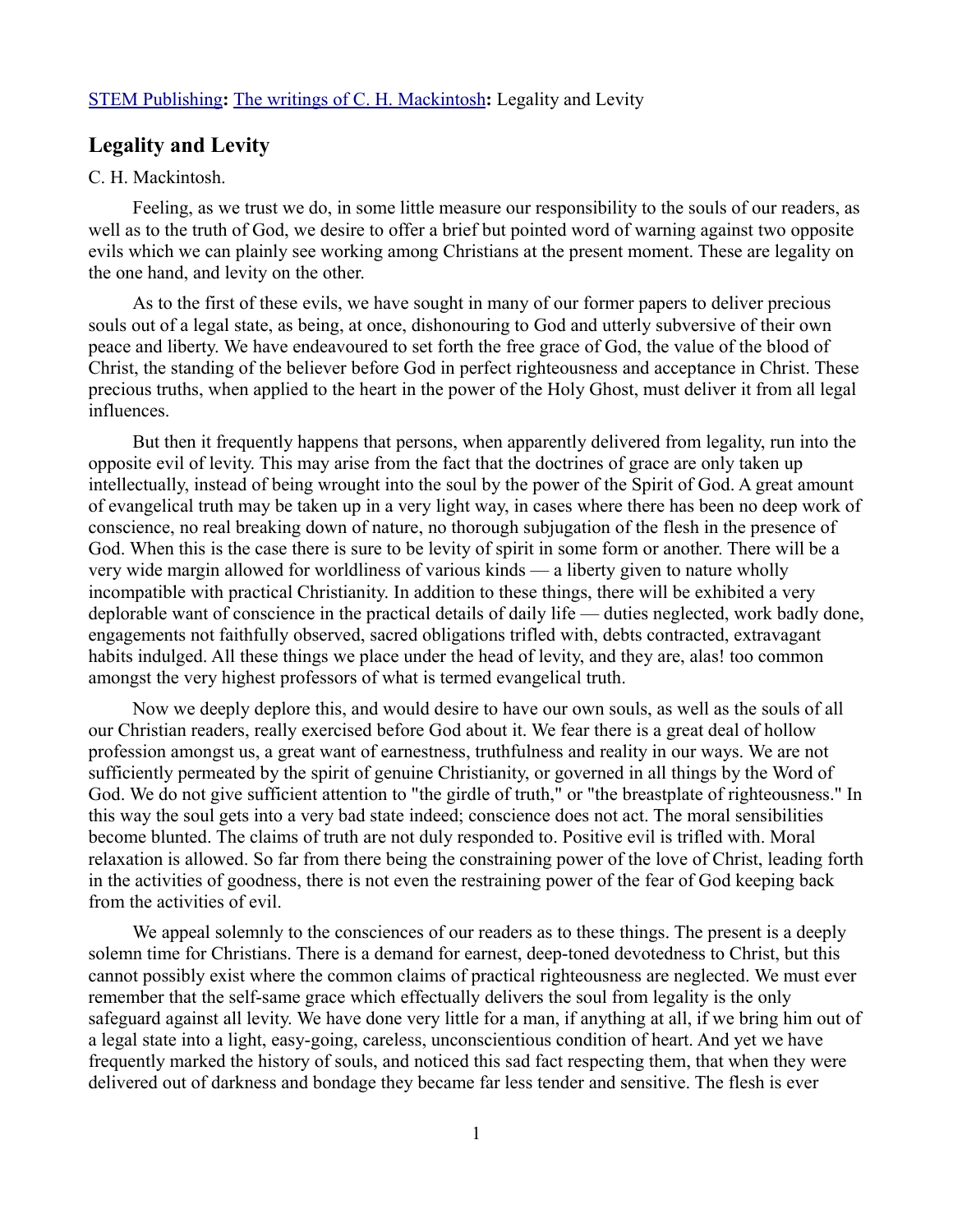STEM Publishing: The writings of C. H. Mackintosh: Legality and Levity

## Legality and Levity

C. H. Mackintosh.

Feeling, as we trust we do, in some little measure our responsibility to the souls of our readers, as well as to the truth of God, we desire to offer a brief but pointed word of warning against two opposite evils which we can plainly see working among Christians at the present moment. These are legality on the one hand, and levity on the other.

As to the first of these evils, we have sought in many of our former papers to deliver precious souls out of a legal state, as being, at once, dishonouring to God and utterly subversive of their own peace and liberty. We have endeavoured to set forth the free grace of God, the value of the blood of Christ, the standing of the believer before God in perfect righteousness and acceptance in Christ. These precious truths, when applied to the heart in the power of the Holy Ghost, must deliver it from all legal influences.

But then it frequently happens that persons, when apparently delivered from legality, run into the opposite evil of levity. This may arise from the fact that the doctrines of grace are only taken up intellectually, instead of being wrought into the soul by the power of the Spirit of God. A great amount of evangelical truth may be taken up in a very light way, in cases where there has been no deep work of conscience, no real breaking down of nature, no thorough subjugation of the flesh in the presence of God. When this is the case there is sure to be levity of spirit in some form or another. There will be a very wide margin allowed for worldliness of various kinds — a liberty given to nature wholly incompatible with practical Christianity. In addition to these things, there will be exhibited a very deplorable want of conscience in the practical details of daily life — duties neglected, work badly done, engagements not faithfully observed, sacred obligations trifled with, debts contracted, extravagant habits indulged. All these things we place under the head of levity, and they are, alas! too common amongst the very highest professors of what is termed evangelical truth.

Now we deeply deplore this, and would desire to have our own souls, as well as the souls of all our Christian readers, really exercised before God about it. We fear there is a great deal of hollow profession amongst us, a great want of earnestness, truthfulness and reality in our ways. We are not sufficiently permeated by the spirit of genuine Christianity, or governed in all things by the Word of God. We do not give sufficient attention to "the girdle of truth," or "the breastplate of righteousness." In this way the soul gets into a very bad state indeed; conscience does not act. The moral sensibilities become blunted. The claims of truth are not duly responded to. Positive evil is trifled with. Moral relaxation is allowed. So far from there being the constraining power of the love of Christ, leading forth in the activities of goodness, there is not even the restraining power of the fear of God keeping back from the activities of evil.

We appeal solemnly to the consciences of our readers as to these things. The present is a deeply solemn time for Christians. There is a demand for earnest, deep-toned devotedness to Christ, but this cannot possibly exist where the common claims of practical righteousness are neglected. We must ever remember that the self-same grace which effectually delivers the soul from legality is the only safeguard against all levity. We have done very little for a man, if anything at all, if we bring him out of a legal state into a light, easy-going, careless, unconscientious condition of heart. And yet we have frequently marked the history of souls, and noticed this sad fact respecting them, that when they were delivered out of darkness and bondage they became far less tender and sensitive. The flesh is ever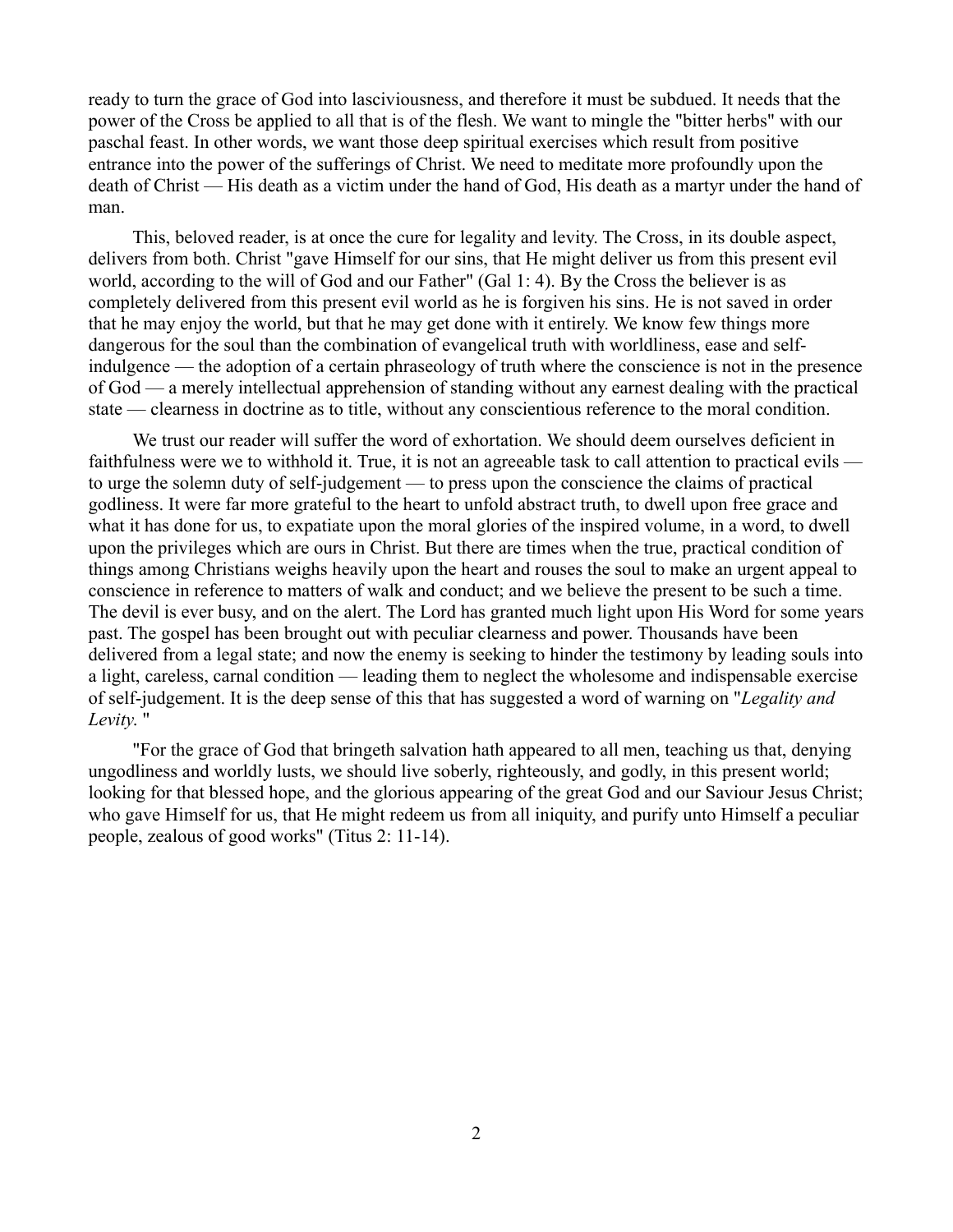ready to turn the grace of God into lasciviousness, and therefore it must be subdued. It needs that the power of the Cross be applied to all that is of the flesh. We want to mingle the "bitter herbs" with our paschal feast. In other words, we want those deep spiritual exercises which result from positive entrance into the power of the sufferings of Christ. We need to meditate more profoundly upon the death of Christ — His death as a victim under the hand of God, His death as a martyr under the hand of man.

This, beloved reader, is at once the cure for legality and levity. The Cross, in its double aspect, delivers from both. Christ "gave Himself for our sins, that He might deliver us from this present evil world, according to the will of God and our Father" (Gal 1: 4). By the Cross the believer is as completely delivered from this present evil world as he is forgiven his sins. He is not saved in order that he may enjoy the world, but that he may get done with it entirely. We know few things more dangerous for the soul than the combination of evangelical truth with worldliness, ease and self-indulgence — the adoption of a certain phraseology of truth where the conscience is not in the presence of God — a merely intellectual apprehension of standing without any earnest dealing with the practical state — clearness in doctrine as to title, without any conscientious reference to the moral condition.

We trust our reader will suffer the word of exhortation. We should deem ourselves deficient in faithfulness were we to withhold it. True, it is not an agreeable task to call attention to practical evils — to urge the solemn duty of self-judgement — to press upon the conscience the claims of practical godliness. It were far more grateful to the heart to unfold abstract truth, to dwell upon free grace and what it has done for us, to expatiate upon the moral glories of the inspired volume, in a word, to dwell upon the privileges which are ours in Christ. But there are times when the true, practical condition of things among Christians weighs heavily upon the heart and rouses the soul to make an urgent appeal to conscience in reference to matters of walk and conduct; and we believe the present to be such a time. The devil is ever busy, and on the alert. The Lord has granted much light upon His Word for some years past. The gospel has been brought out with peculiar clearness and power. Thousands have been delivered from a legal state; and now the enemy is seeking to hinder the testimony by leading souls into a light, careless, carnal condition — leading them to neglect the wholesome and indispensable exercise of self-judgement. It is the deep sense of this that has suggested a word of warning on "*Legality and Levity.* "

"For the grace of God that bringeth salvation hath appeared to all men, teaching us that, denying ungodliness and worldly lusts, we should live soberly, righteously, and godly, in this present world; looking for that blessed hope, and the glorious appearing of the great God and our Saviour Jesus Christ; who gave Himself for us, that He might redeem us from all iniquity, and purify unto Himself a peculiar people, zealous of good works" (Titus 2: 11-14).